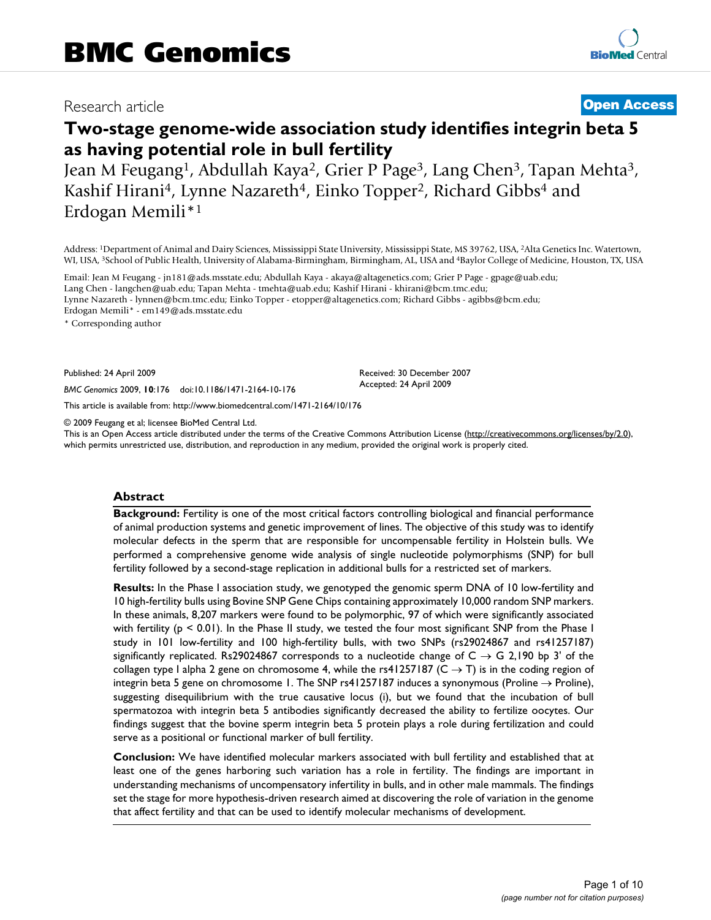# BMC Genomics

Research article

**Open Access**

# Two-stage genome-wide association study identifies integrin beta 5 as having potential role in bull fertility

Jean M Feugang[1], Abdullah Kaya[2], Grier P Page[3], Lang Chen[3], Tapan Mehta[3], Kashif Hirani[4], Lynne Nazareth[4], Einko Topper[2], Richard Gibbs[4] and Erdogan Memili*[1]

Address: [1]Department of Animal and Dairy Sciences, Mississippi State University, Mississippi State, MS 39762, USA, [2]Alta Genetics Inc. Watertown, WI, USA, [3]School of Public Health, University of Alabama-Birmingham, Birmingham, AL, USA and [4]Baylor College of Medicine, Houston, TX, USA

Email: Jean M Feugang - jn181@ads.msstate.edu; Abdullah Kaya - akaya@altagenetics.com; Grier P Page - gpage@uab.edu; Lang Chen - langchen@uab.edu; Tapan Mehta - tmehta@uab.edu; Kashif Hirani - khirani@bcm.tmc.edu; Lynne Nazareth - lynnen@bcm.tmc.edu; Einko Topper - etopper@altagenetics.com; Richard Gibbs - agibbs@bcm.edu; Erdogan Memili* - em149@ads.msstate.edu

\* Corresponding author

Published: 24 April 2009

*BMC Genomics* 2009, **10**:176 doi:10.1186/1471-2164-10-176

Received: 30 December 2007
Accepted: 24 April 2009

This article is available from: http://www.biomedcentral.com/1471-2164/10/176

© 2009 Feugang et al; licensee BioMed Central Ltd.

This is an Open Access article distributed under the terms of the Creative Commons Attribution License (http://creativecommons.org/licenses/by/2.0), which permits unrestricted use, distribution, and reproduction in any medium, provided the original work is properly cited.

## Abstract

**Background:** Fertility is one of the most critical factors controlling biological and financial performance of animal production systems and genetic improvement of lines. The objective of this study was to identify molecular defects in the sperm that are responsible for uncompensable fertility in Holstein bulls. We performed a comprehensive genome wide analysis of single nucleotide polymorphisms (SNP) for bull fertility followed by a second-stage replication in additional bulls for a restricted set of markers.

**Results:** In the Phase I association study, we genotyped the genomic sperm DNA of 10 low-fertility and 10 high-fertility bulls using Bovine SNP Gene Chips containing approximately 10,000 random SNP markers. In these animals, 8,207 markers were found to be polymorphic, 97 of which were significantly associated with fertility ($p < 0.01$). In the Phase II study, we tested the four most significant SNP from the Phase I study in 101 low-fertility and 100 high-fertility bulls, with two SNPs (rs29024867 and rs41257187) significantly replicated. Rs29024867 corresponds to a nucleotide change of C $\rightarrow$ G 2,190 bp 3' of the collagen type I alpha 2 gene on chromosome 4, while the rs41257187 (C $\rightarrow$ T) is in the coding region of integrin beta 5 gene on chromosome 1. The SNP rs41257187 induces a synonymous (Proline $\rightarrow$ Proline), suggesting disequilibrium with the true causative locus (i), but we found that the incubation of bull spermatozoa with integrin beta 5 antibodies significantly decreased the ability to fertilize oocytes. Our findings suggest that the bovine sperm integrin beta 5 protein plays a role during fertilization and could serve as a positional or functional marker of bull fertility.

**Conclusion:** We have identified molecular markers associated with bull fertility and established that at least one of the genes harboring such variation has a role in fertility. The findings are important in understanding mechanisms of uncompensatory infertility in bulls, and in other male mammals. The findings set the stage for more hypothesis-driven research aimed at discovering the role of variation in the genome that affect fertility and that can be used to identify molecular mechanisms of development.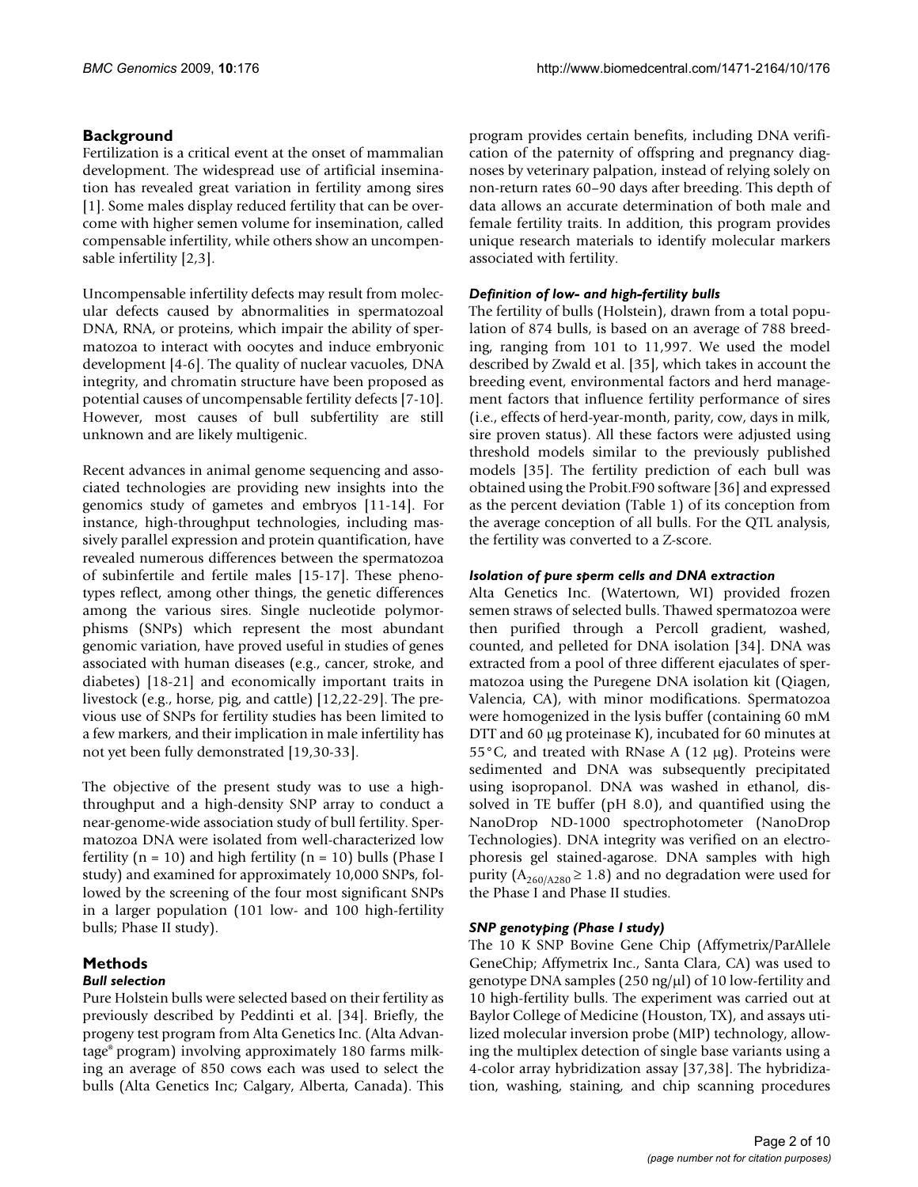## Background

Fertilization is a critical event at the onset of mammalian development. The widespread use of artificial insemination has revealed great variation in fertility among sires [1]. Some males display reduced fertility that can be overcome with higher semen volume for insemination, called compensable infertility, while others show an uncompensable infertility [2,3].

Uncompensable infertility defects may result from molecular defects caused by abnormalities in spermatozoal DNA, RNA, or proteins, which impair the ability of spermatozoa to interact with oocytes and induce embryonic development [4-6]. The quality of nuclear vacuoles, DNA integrity, and chromatin structure have been proposed as potential causes of uncompensable fertility defects [7-10]. However, most causes of bull subfertility are still unknown and are likely multigenic.

Recent advances in animal genome sequencing and associated technologies are providing new insights into the genomics study of gametes and embryos [11-14]. For instance, high-throughput technologies, including massively parallel expression and protein quantification, have revealed numerous differences between the spermatozoa of subinfertile and fertile males [15-17]. These phenotypes reflect, among other things, the genetic differences among the various sires. Single nucleotide polymorphisms (SNPs) which represent the most abundant genomic variation, have proved useful in studies of genes associated with human diseases (e.g., cancer, stroke, and diabetes) [18-21] and economically important traits in livestock (e.g., horse, pig, and cattle) [12,22-29]. The previous use of SNPs for fertility studies has been limited to a few markers, and their implication in male infertility has not yet been fully demonstrated [19,30-33].

The objective of the present study was to use a high-throughput and a high-density SNP array to conduct a near-genome-wide association study of bull fertility. Spermatozoa DNA were isolated from well-characterized low fertility (n = 10) and high fertility (n = 10) bulls (Phase I study) and examined for approximately 10,000 SNPs, followed by the screening of the four most significant SNPs in a larger population (101 low- and 100 high-fertility bulls; Phase II study).

## Methods

### *Bull selection*

Pure Holstein bulls were selected based on their fertility as previously described by Peddinti et al. [34]. Briefly, the progeny test program from Alta Genetics Inc. (Alta Advantage® program) involving approximately 180 farms milking an average of 850 cows each was used to select the bulls (Alta Genetics Inc; Calgary, Alberta, Canada). This program provides certain benefits, including DNA verification of the paternity of offspring and pregnancy diagnoses by veterinary palpation, instead of relying solely on non-return rates 60–90 days after breeding. This depth of data allows an accurate determination of both male and female fertility traits. In addition, this program provides unique research materials to identify molecular markers associated with fertility.

### *Definition of low- and high-fertility bulls*

The fertility of bulls (Holstein), drawn from a total population of 874 bulls, is based on an average of 788 breeding, ranging from 101 to 11,997. We used the model described by Zwald et al. [35], which takes in account the breeding event, environmental factors and herd management factors that influence fertility performance of sires (i.e., effects of herd-year-month, parity, cow, days in milk, sire proven status). All these factors were adjusted using threshold models similar to the previously published models [35]. The fertility prediction of each bull was obtained using the Probit.F90 software [36] and expressed as the percent deviation (Table 1) of its conception from the average conception of all bulls. For the QTL analysis, the fertility was converted to a Z-score.

### *Isolation of pure sperm cells and DNA extraction*

Alta Genetics Inc. (Watertown, WI) provided frozen semen straws of selected bulls. Thawed spermatozoa were then purified through a Percoll gradient, washed, counted, and pelleted for DNA isolation [34]. DNA was extracted from a pool of three different ejaculates of spermatozoa using the Puregene DNA isolation kit (Qiagen, Valencia, CA), with minor modifications. Spermatozoa were homogenized in the lysis buffer (containing 60 mM DTT and 60 μg proteinase K), incubated for 60 minutes at 55°C, and treated with RNase A (12 μg). Proteins were sedimented and DNA was subsequently precipitated using isopropanol. DNA was washed in ethanol, dissolved in TE buffer (pH 8.0), and quantified using the NanoDrop ND-1000 spectrophotometer (NanoDrop Technologies). DNA integrity was verified on an electrophoresis gel stained-agarose. DNA samples with high purity ($A_{260/A280} \geq 1.8$) and no degradation were used for the Phase I and Phase II studies.

### *SNP genotyping (Phase I study)*

The 10 K SNP Bovine Gene Chip (Affymetrix/ParAllele GeneChip; Affymetrix Inc., Santa Clara, CA) was used to genotype DNA samples (250 ng/μl) of 10 low-fertility and 10 high-fertility bulls. The experiment was carried out at Baylor College of Medicine (Houston, TX), and assays utilized molecular inversion probe (MIP) technology, allowing the multiplex detection of single base variants using a 4-color array hybridization assay [37,38]. The hybridization, washing, staining, and chip scanning procedures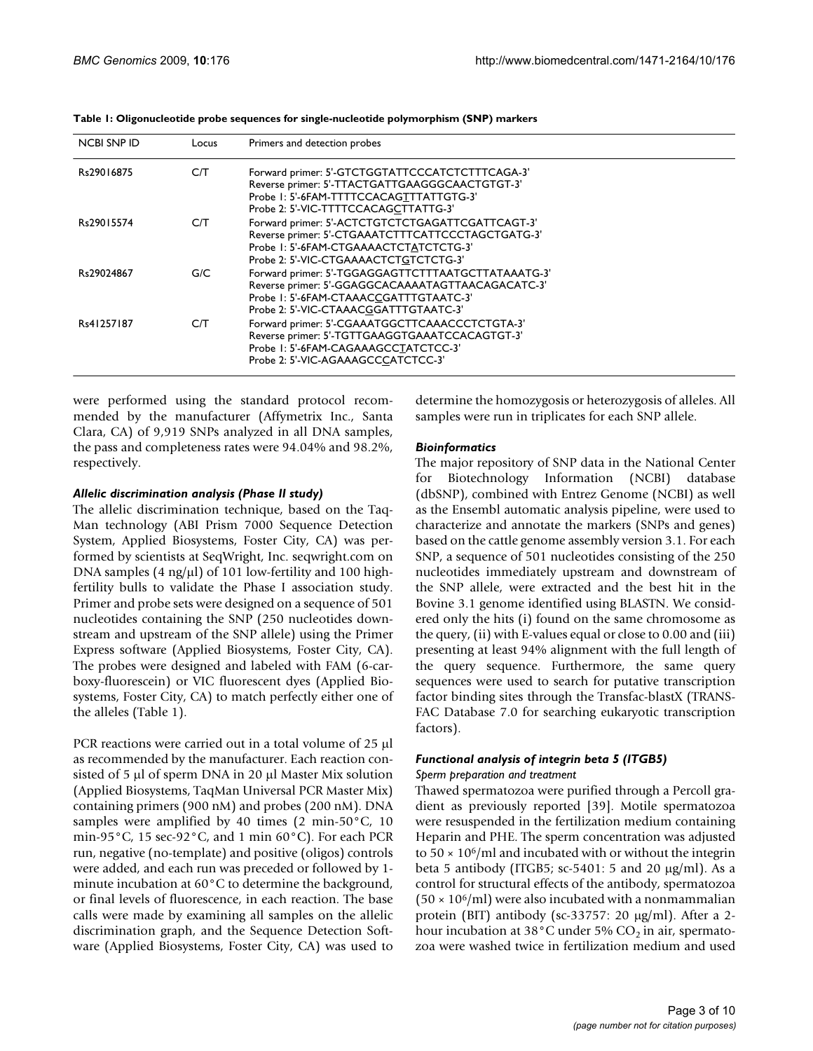**Table 1: Oligonucleotide probe sequences for single-nucleotide polymorphism (SNP) markers**

| NCBI SNP ID | Locus | Primers and detection probes |
| --- | --- | --- |
| Rs29016875 | C/T | Forward primer: 5'-GTCTGGTATTCCCATCTCTTTCAGA-3'<br>Reverse primer: 5'-TTACTGATTGAAGGGCAACTGTGT-3'<br>Probe 1: 5'-6FAM-TTTTCCACAGTTTATTGTG-3'<br>Probe 2: 5'-VIC-TTTTCCACAGCTTATTG-3' |
| Rs29015574 | C/T | Forward primer: 5'-ACTCTGTCTCTGAGATTCGATTCAGT-3'<br>Reverse primer: 5'-CTGAAATCTTTCATTCCCTAGCTGATG-3'<br>Probe 1: 5'-6FAM-CTGAAAACTCTATCTCTG-3'<br>Probe 2: 5'-VIC-CTGAAAACTCTGTCTCTG-3' |
| Rs29024867 | G/C | Forward primer: 5'-TGGAGGAGTTCTTTAATGCTTATAAATG-3'<br>Reverse primer: 5'-GGAGGCACAAAATAGTTAACAGACATC-3'<br>Probe 1: 5'-6FAM-CTAAACCGATTTGTAATC-3'<br>Probe 2: 5'-VIC-CTAAACGGATTTGTAATC-3' |
| Rs41257187 | C/T | Forward primer: 5'-CGAAATGGCTTCAAACCCTCTGTA-3'<br>Reverse primer: 5'-TGTTGAAGGTGAAATCCACAGTGT-3'<br>Probe 1: 5'-6FAM-CAGAAAGCCTATCTCC-3'<br>Probe 2: 5'-VIC-AGAAAGCCCATCTCC-3' |

were performed using the standard protocol recommended by the manufacturer (Affymetrix Inc., Santa Clara, CA) of 9,919 SNPs analyzed in all DNA samples, the pass and completeness rates were 94.04% and 98.2%, respectively.

### *Allelic discrimination analysis (Phase II study)*

The allelic discrimination technique, based on the TaqMan technology (ABI Prism 7000 Sequence Detection System, Applied Biosystems, Foster City, CA) was performed by scientists at SeqWright, Inc. seqwright.com on DNA samples (4 ng/μl) of 101 low-fertility and 100 high-fertility bulls to validate the Phase I association study. Primer and probe sets were designed on a sequence of 501 nucleotides containing the SNP (250 nucleotides downstream and upstream of the SNP allele) using the Primer Express software (Applied Biosystems, Foster City, CA). The probes were designed and labeled with FAM (6-carboxy-fluorescein) or VIC fluorescent dyes (Applied Biosystems, Foster City, CA) to match perfectly either one of the alleles (Table 1).

PCR reactions were carried out in a total volume of 25 μl as recommended by the manufacturer. Each reaction consisted of 5 μl of sperm DNA in 20 μl Master Mix solution (Applied Biosystems, TaqMan Universal PCR Master Mix) containing primers (900 nM) and probes (200 nM). DNA samples were amplified by 40 times (2 min-50°C, 10 min-95°C, 15 sec-92°C, and 1 min 60°C). For each PCR run, negative (no-template) and positive (oligos) controls were added, and each run was preceded or followed by 1-minute incubation at 60°C to determine the background, or final levels of fluorescence, in each reaction. The base calls were made by examining all samples on the allelic discrimination graph, and the Sequence Detection Software (Applied Biosystems, Foster City, CA) was used to determine the homozygosis or heterozygosis of alleles. All samples were run in triplicates for each SNP allele.

### *Bioinformatics*

The major repository of SNP data in the National Center for Biotechnology Information (NCBI) database (dbSNP), combined with Entrez Genome (NCBI) as well as the Ensembl automatic analysis pipeline, were used to characterize and annotate the markers (SNPs and genes) based on the cattle genome assembly version 3.1. For each SNP, a sequence of 501 nucleotides consisting of the 250 nucleotides immediately upstream and downstream of the SNP allele, were extracted and the best hit in the Bovine 3.1 genome identified using BLASTN. We considered only the hits (i) found on the same chromosome as the query, (ii) with E-values equal or close to 0.00 and (iii) presenting at least 94% alignment with the full length of the query sequence. Furthermore, the same query sequences were used to search for putative transcription factor binding sites through the Transfac-blastX (TRANSFAC Database 7.0 for searching eukaryotic transcription factors).

### *Functional analysis of integrin beta 5 (ITGB5)*

#### *Sperm preparation and treatment*

Thawed spermatozoa were purified through a Percoll gradient as previously reported [39]. Motile spermatozoa were resuspended in the fertilization medium containing Heparin and PHE. The sperm concentration was adjusted to $50 \times 10^6$/ml and incubated with or without the integrin beta 5 antibody (ITGB5; sc-5401: 5 and 20 μg/ml). As a control for structural effects of the antibody, spermatozoa ($50 \times 10^6$/ml) were also incubated with a nonmammalian protein (BIT) antibody (sc-33757: 20 μg/ml). After a 2-hour incubation at 38°C under 5% $CO_2$ in air, spermatozoa were washed twice in fertilization medium and used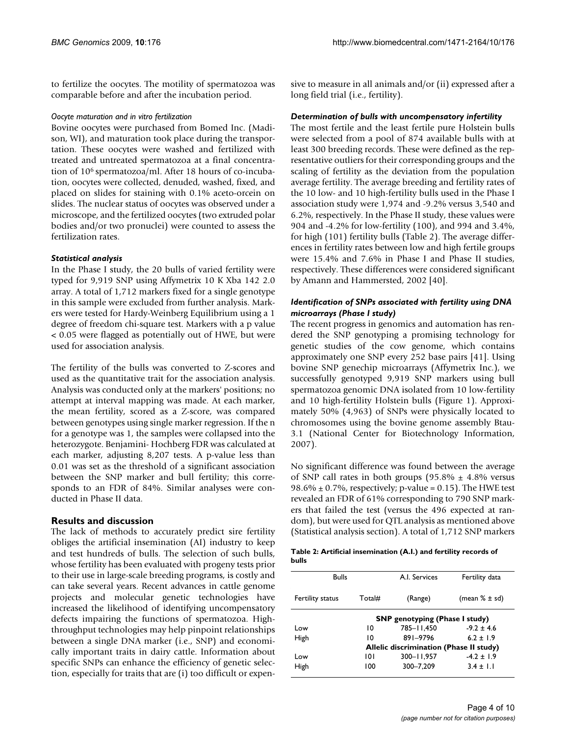to fertilize the oocytes. The motility of spermatozoa was comparable before and after the incubation period.

#### *Oocyte maturation and in vitro fertilization*

Bovine oocytes were purchased from Bomed Inc. (Madison, WI), and maturation took place during the transportation. These oocytes were washed and fertilized with treated and untreated spermatozoa at a final concentration of $10^6$ spermatozoa/ml. After 18 hours of co-incubation, oocytes were collected, denuded, washed, fixed, and placed on slides for staining with 0.1% aceto-orcein on slides. The nuclear status of oocytes was observed under a microscope, and the fertilized oocytes (two extruded polar bodies and/or two pronuclei) were counted to assess the fertilization rates.

### *Statistical analysis*

In the Phase I study, the 20 bulls of varied fertility were typed for 9,919 SNP using Affymetrix 10 K Xba 142 2.0 array. A total of 1,712 markers fixed for a single genotype in this sample were excluded from further analysis. Markers were tested for Hardy-Weinberg Equilibrium using a 1 degree of freedom chi-square test. Markers with a p value < 0.05 were flagged as potentially out of HWE, but were used for association analysis.

The fertility of the bulls was converted to Z-scores and used as the quantitative trait for the association analysis. Analysis was conducted only at the markers' positions; no attempt at interval mapping was made. At each marker, the mean fertility, scored as a Z-score, was compared between genotypes using single marker regression. If the n for a genotype was 1, the samples were collapsed into the heterozygote. Benjamini- Hochberg FDR was calculated at each marker, adjusting 8,207 tests. A p-value less than 0.01 was set as the threshold of a significant association between the SNP marker and bull fertility; this corresponds to an FDR of 84%. Similar analyses were conducted in Phase II data.

## Results and discussion

The lack of methods to accurately predict sire fertility obliges the artificial insemination (AI) industry to keep and test hundreds of bulls. The selection of such bulls, whose fertility has been evaluated with progeny tests prior to their use in large-scale breeding programs, is costly and can take several years. Recent advances in cattle genome projects and molecular genetic technologies have increased the likelihood of identifying uncompensatory defects impairing the functions of spermatozoa. High-throughput technologies may help pinpoint relationships between a single DNA marker (i.e., SNP) and economically important traits in dairy cattle. Information about specific SNPs can enhance the efficiency of genetic selection, especially for traits that are (i) too difficult or expensive to measure in all animals and/or (ii) expressed after a long field trial (i.e., fertility).

### *Determination of bulls with uncompensatory infertility*

The most fertile and the least fertile pure Holstein bulls were selected from a pool of 874 available bulls with at least 300 breeding records. These were defined as the representative outliers for their corresponding groups and the scaling of fertility as the deviation from the population average fertility. The average breeding and fertility rates of the 10 low- and 10 high-fertility bulls used in the Phase I association study were 1,974 and -9.2% versus 3,540 and 6.2%, respectively. In the Phase II study, these values were 904 and -4.2% for low-fertility (100), and 994 and 3.4%, for high (101) fertility bulls (Table 2). The average differences in fertility rates between low and high fertile groups were 15.4% and 7.6% in Phase I and Phase II studies, respectively. These differences were considered significant by Amann and Hammersted, 2002 [40].

### *Identification of SNPs associated with fertility using DNA microarrays (Phase I study)*

The recent progress in genomics and automation has rendered the SNP genotyping a promising technology for genetic studies of the cow genome, which contains approximately one SNP every 252 base pairs [41]. Using bovine SNP genechip microarrays (Affymetrix Inc.), we successfully genotyped 9,919 SNP markers using bull spermatozoa genomic DNA isolated from 10 low-fertility and 10 high-fertility Holstein bulls (Figure 1). Approximately 50% (4,963) of SNPs were physically located to chromosomes using the bovine genome assembly Btau-3.1 (National Center for Biotechnology Information, 2007).

No significant difference was found between the average of SNP call rates in both groups (95.8% ± 4.8% versus 98.6% ± 0.7%, respectively; p-value = 0.15). The HWE test revealed an FDR of 61% corresponding to 790 SNP markers that failed the test (versus the 496 expected at random), but were used for QTL analysis as mentioned above (Statistical analysis section). A total of 1,712 SNP markers

**Table 2: Artificial insemination (A.I.) and fertility records of bulls**

| Bulls | | A.I. Services | Fertility data |
|---|---|---|---|
| Fertility status | Total# | (Range) | (mean % ± sd) |
| | **SNP genotyping (Phase I study)** | | |
| Low | 10 | 785–11,450 | -9.2 ± 4.6 |
| High | 10 | 891–9796 | 6.2 ± 1.9 |
| | **Allelic discrimination (Phase II study)** | | |
| Low | 101 | 300–11,957 | -4.2 ± 1.9 |
| High | 100 | 300–7,209 | 3.4 ± 1.1 |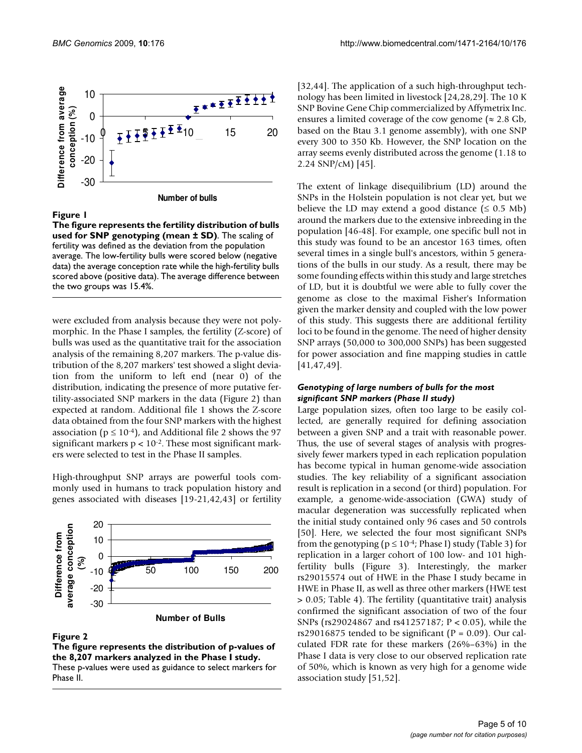Difference from average conception (%)

10
0
-10
-20
-30

0 5 10 15 20

Number of bulls

**Figure 1**

**The figure represents the fertility distribution of bulls used for SNP genotyping (mean ± SD).** The scaling of fertility was defined as the deviation from the population average. The low-fertility bulls were scored below (negative data) the average conception rate while the high-fertility bulls scored above (positive data). The average difference between the two groups was 15.4%.

were excluded from analysis because they were not polymorphic. In the Phase I samples, the fertility (Z-score) of bulls was used as the quantitative trait for the association analysis of the remaining 8,207 markers. The p-value distribution of the 8,207 markers' test showed a slight deviation from the uniform to left end (near 0) of the distribution, indicating the presence of more putative fertility-associated SNP markers in the data (Figure 2) than expected at random. Additional file 1 shows the Z-score data obtained from the four SNP markers with the highest association ($p \leq 10^{-4}$), and Additional file 2 shows the 97 significant markers $p < 10^{-2}$. These most significant markers were selected to test in the Phase II samples.

High-throughput SNP arrays are powerful tools commonly used in humans to track population history and genes associated with diseases [19-21,42,43] or fertility [32,44]. The application of a such high-throughput technology has been limited in livestock [24,28,29]. The 10 K SNP Bovine Gene Chip commercialized by Affymetrix Inc. ensures a limited coverage of the cow genome (≈ 2.8 Gb, based on the Btau 3.1 genome assembly), with one SNP every 300 to 350 Kb. However, the SNP location on the array seems evenly distributed across the genome (1.18 to 2.24 SNP/cM) [45].

Difference from average conception (%)

20
10
0
-10
-20
-30

50 100 150 200

Number of Bulls

**Figure 2**

**The figure represents the distribution of p-values of the 8,207 markers analyzed in the Phase I study.** These p-values were used as guidance to select markers for Phase II.

The extent of linkage disequilibrium (LD) around the SNPs in the Holstein population is not clear yet, but we believe the LD may extend a good distance (≤ 0.5 Mb) around the markers due to the extensive inbreeding in the population [46-48]. For example, one specific bull not in this study was found to be an ancestor 163 times, often several times in a single bull's ancestors, within 5 generations of the bulls in our study. As a result, there may be some founding effects within this study and large stretches of LD, but it is doubtful we were able to fully cover the genome as close to the maximal Fisher's Information given the marker density and coupled with the low power of this study. This suggests there are additional fertility loci to be found in the genome. The need of higher density SNP arrays (50,000 to 300,000 SNPs) has been suggested for power association and fine mapping studies in cattle [41,47,49].

### *Genotyping of large numbers of bulls for the most significant SNP markers (Phase II study)*

Large population sizes, often too large to be easily collected, are generally required for defining association between a given SNP and a trait with reasonable power. Thus, the use of several stages of analysis with progressively fewer markers typed in each replication population has become typical in human genome-wide association studies. The key reliability of a significant association result is replication in a second (or third) population. For example, a genome-wide-association (GWA) study of macular degeneration was successfully replicated when the initial study contained only 96 cases and 50 controls [50]. Here, we selected the four most significant SNPs from the genotyping ($p \leq 10^{-4}$; Phase I) study (Table 3) for replication in a larger cohort of 100 low- and 101 high-fertility bulls (Figure 3). Interestingly, the marker rs29015574 out of HWE in the Phase I study became in HWE in Phase II, as well as three other markers (HWE test > 0.05; Table 4). The fertility (quantitative trait) analysis confirmed the significant association of two of the four SNPs (rs29024867 and rs41257187; $P < 0.05$), while the rs29016875 tended to be significant ($P = 0.09$). Our calculated FDR rate for these markers (26%–63%) in the Phase I data is very close to our observed replication rate of 50%, which is known as very high for a genome wide association study [51,52].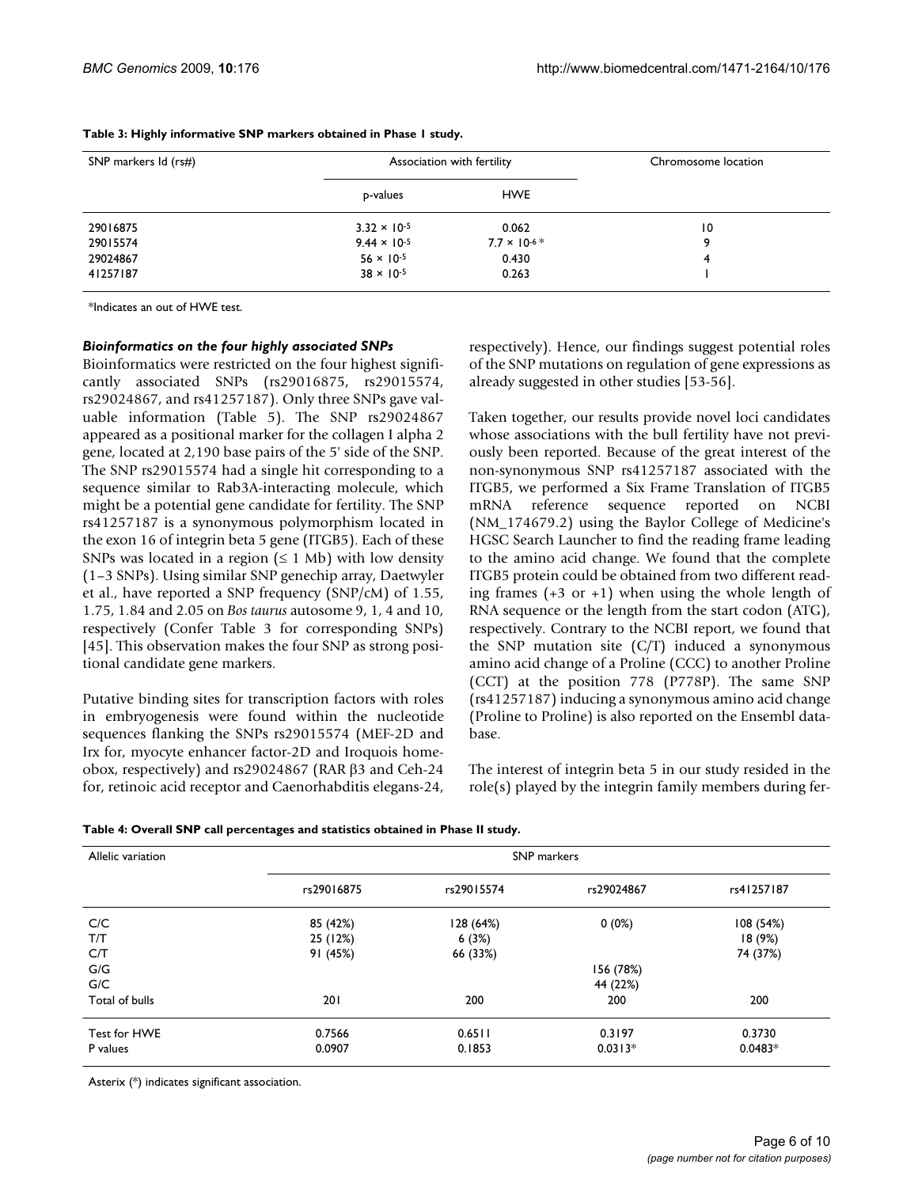**Table 3: Highly informative SNP markers obtained in Phase 1 study.**

| SNP markers Id (rs#) | Association with fertility | | Chromosome location |
|---|---|---|---|
| | p-values | HWE | |
| 29016875 | $3.32 \times 10^{-5}$ | 0.062 | 10 |
| 29015574 | $9.44 \times 10^{-5}$ | $7.7 \times 10^{-6}$* | 9 |
| 29024867 | $56 \times 10^{-5}$ | 0.430 | 4 |
| 41257187 | $38 \times 10^{-5}$ | 0.263 | 1 |

*Indicates an out of HWE test.

### *Bioinformatics on the four highly associated SNPs*

Bioinformatics were restricted on the four highest significantly associated SNPs (rs29016875, rs29015574, rs29024867, and rs41257187). Only three SNPs gave valuable information (Table 5). The SNP rs29024867 appeared as a positional marker for the collagen I alpha 2 gene, located at 2,190 base pairs of the 5' side of the SNP. The SNP rs29015574 had a single hit corresponding to a sequence similar to Rab3A-interacting molecule, which might be a potential gene candidate for fertility. The SNP rs41257187 is a synonymous polymorphism located in the exon 16 of integrin beta 5 gene (ITGB5). Each of these SNPs was located in a region (≤ 1 Mb) with low density (1–3 SNPs). Using similar SNP genechip array, Daetwyler et al., have reported a SNP frequency (SNP/cM) of 1.55, 1.75, 1.84 and 2.05 on *Bos taurus* autosome 9, 1, 4 and 10, respectively (Confer Table 3 for corresponding SNPs) [45]. This observation makes the four SNP as strong positional candidate gene markers.

Putative binding sites for transcription factors with roles in embryogenesis were found within the nucleotide sequences flanking the SNPs rs29015574 (MEF-2D and Irx for, myocyte enhancer factor-2D and Iroquois homeobox, respectively) and rs29024867 (RAR β3 and Ceh-24 for, retinoic acid receptor and Caenorhabditis elegans-24, respectively). Hence, our findings suggest potential roles of the SNP mutations on regulation of gene expressions as already suggested in other studies [53-56].

Taken together, our results provide novel loci candidates whose associations with the bull fertility have not previously been reported. Because of the great interest of the non-synonymous SNP rs41257187 associated with the ITGB5, we performed a Six Frame Translation of ITGB5 mRNA reference sequence reported on NCBI (NM_174679.2) using the Baylor College of Medicine's HGSC Search Launcher to find the reading frame leading to the amino acid change. We found that the complete ITGB5 protein could be obtained from two different reading frames (+3 or +1) when using the whole length of RNA sequence or the length from the start codon (ATG), respectively. Contrary to the NCBI report, we found that the SNP mutation site (C/T) induced a synonymous amino acid change of a Proline (CCC) to another Proline (CCT) at the position 778 (P778P). The same SNP (rs41257187) inducing a synonymous amino acid change (Proline to Proline) is also reported on the Ensembl database.

The interest of integrin beta 5 in our study resided in the role(s) played by the integrin family members during fer-

**Table 4: Overall SNP call percentages and statistics obtained in Phase II study.**

| Allelic variation | SNP markers | | | |
|---|---|---|---|---|
| | rs29016875 | rs29015574 | rs29024867 | rs41257187 |
| C/C | 85 (42%) | 128 (64%) | 0 (0%) | 108 (54%) |
| T/T | 25 (12%) | 6 (3%) | | 18 (9%) |
| C/T | 91 (45%) | 66 (33%) | | 74 (37%) |
| G/G | | | 156 (78%) | |
| G/C | | | 44 (22%) | |
| Total of bulls | 201 | 200 | 200 | 200 |
| Test for HWE | 0.7566 | 0.6511 | 0.3197 | 0.3730 |
| P values | 0.0907 | 0.1853 | 0.0313* | 0.0483* |

Asterix (*) indicates significant association.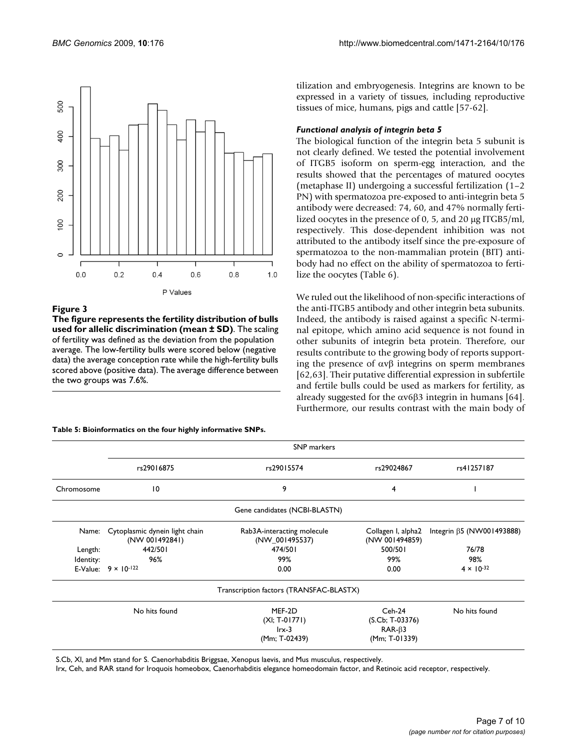500
400
300
200
100
0
0.0
0.2
0.4
0.6
0.8
1.0
P Values

**Figure 3**

**The figure represents the fertility distribution of bulls used for allelic discrimination (mean ± SD)**. The scaling of fertility was defined as the deviation from the population average. The low-fertility bulls were scored below (negative data) the average conception rate while the high-fertility bulls scored above (positive data). The average difference between the two groups was 7.6%.

tilization and embryogenesis. Integrins are known to be expressed in a variety of tissues, including reproductive tissues of mice, humans, pigs and cattle [57-62].

### *Functional analysis of integrin beta 5*

The biological function of the integrin beta 5 subunit is not clearly defined. We tested the potential involvement of ITGB5 isoform on sperm-egg interaction, and the results showed that the percentages of matured oocytes (metaphase II) undergoing a successful fertilization (1–2 PN) with spermatozoa pre-exposed to anti-integrin beta 5 antibody were decreased: 74, 60, and 47% normally fertilized oocytes in the presence of 0, 5, and 20 μg ITGB5/ml, respectively. This dose-dependent inhibition was not attributed to the antibody itself since the pre-exposure of spermatozoa to the non-mammalian protein (BIT) antibody had no effect on the ability of spermatozoa to fertilize the oocytes (Table 6).

We ruled out the likelihood of non-specific interactions of the anti-ITGB5 antibody and other integrin beta subunits. Indeed, the antibody is raised against a specific N-terminal epitope, which amino acid sequence is not found in other subunits of integrin beta protein. Therefore, our results contribute to the growing body of reports supporting the presence of αvβ integrins on sperm membranes [62,63]. Their putative differential expression in subfertile and fertile bulls could be used as markers for fertility, as already suggested for the αv6β3 integrin in humans [64]. Furthermore, our results contrast with the main body of

**Table 5: Bioinformatics on the four highly informative SNPs.**

| | SNP markers | | | |
|---|---|---|---|---|
| | rs29016875 | rs29015574 | rs29024867 | rs41257187 |
| Chromosome | 10 | 9 | 4 | 1 |
| | Gene candidates (NCBI-BLASTN) | | | |
| Name: | Cytoplasmic dynein light chain (NW 001492841) | Rab3A-interacting molecule (NW_001495537) | Collagen I, alpha2 (NW 001494859) | Integrin β5 (NW001493888) |
| Length: | 442/501 | 474/501 | 500/501 | 76/78 |
| Identity: | 96% | 99% | 99% | 98% |
| E-Value: | $9 \times 10^{-122}$ | 0.00 | 0.00 | $4 \times 10^{-32}$ |
| | Transcription factors (TRANSFAC-BLASTX) | | | |
| | No hits found | MEF-2D (Xl; T-01771) Irx-3 (Mm; T-02439) | Ceh-24 (S.Cb; T-03376) RAR-β3 (Mm; T-01339) | No hits found |

S.Cb, Xl, and Mm stand for S. Caenorhabditis Briggsae, Xenopus laevis, and Mus musculus, respectively.
Irx, Ceh, and RAR stand for Iroquois homeobox, Caenorhabditis elegance homeodomain factor, and Retinoic acid receptor, respectively.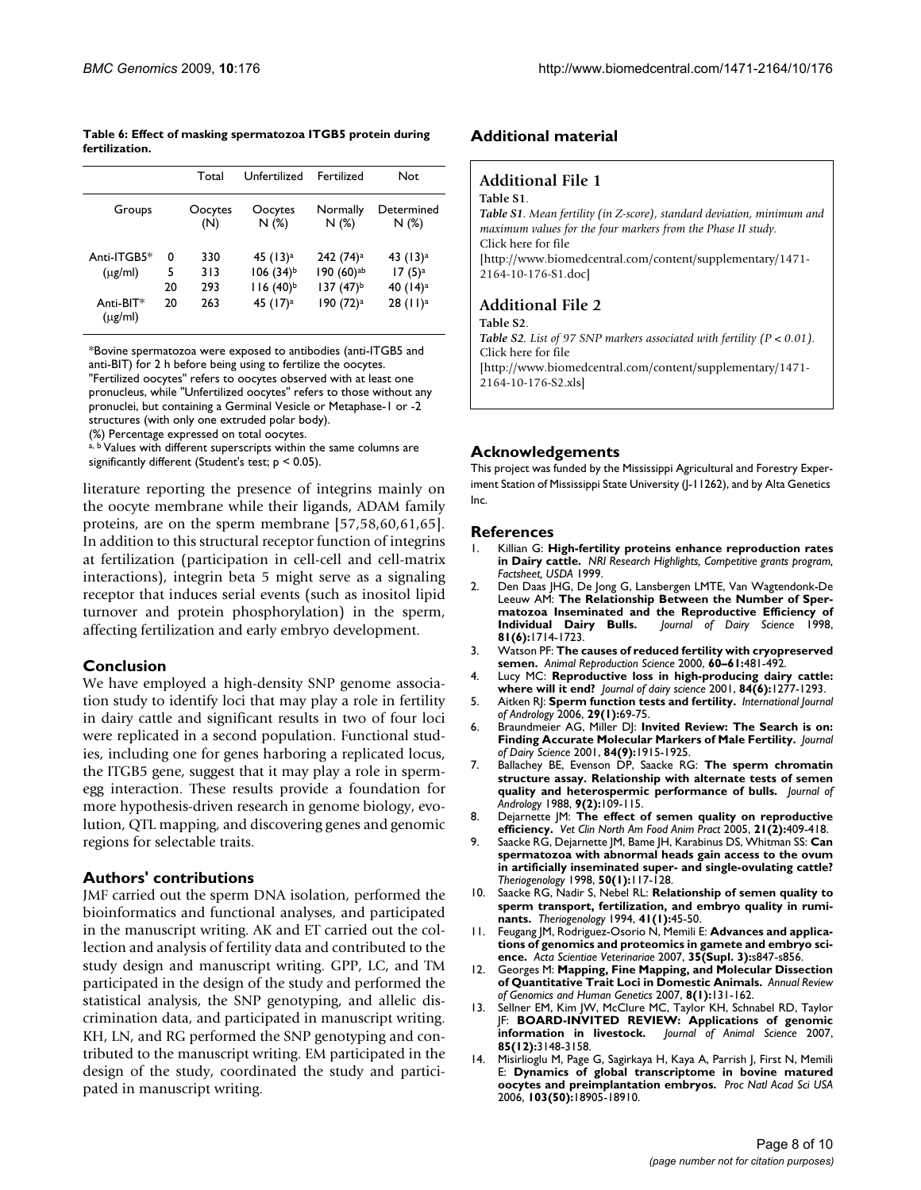**Table 6: Effect of masking spermatozoa ITGB5 protein during fertilization.**

| Groups | | Total Oocytes (N) | Unfertilized Oocytes N (%) | Fertilized Normally N (%) | Not Determined N (%) |
|---|---|---|---|---|---|
| Anti-ITGB5* (μg/ml) | 0 | 330 | 45 (13)[a] | 242 (74)[a] | 43 (13)[a] |
| | 5 | 313 | 106 (34)[b] | 190 (60)[ab] | 17 (5)[a] |
| | 20 | 293 | 116 (40)[b] | 137 (47)[b] | 40 (14)[a] |
| Anti-BIT* (μg/ml) | 20 | 263 | 45 (17)[a] | 190 (72)[a] | 28 (11)[a] |

*Bovine spermatozoa were exposed to antibodies (anti-ITGB5 and anti-BIT) for 2 h before being using to fertilize the oocytes.
"Fertilized oocytes" refers to oocytes observed with at least one pronucleus, while "Unfertilized oocytes" refers to those without any pronuclei, but containing a Germinal Vesicle or Metaphase-1 or -2 structures (with only one extruded polar body).
(%) Percentage expressed on total oocytes.
[a, b] Values with different superscripts within the same columns are significantly different (Student's test; $p < 0.05$).

literature reporting the presence of integrins mainly on the oocyte membrane while their ligands, ADAM family proteins, are on the sperm membrane [57,58,60,61,65]. In addition to this structural receptor function of integrins at fertilization (participation in cell-cell and cell-matrix interactions), integrin beta 5 might serve as a signaling receptor that induces serial events (such as inositol lipid turnover and protein phosphorylation) in the sperm, affecting fertilization and early embryo development.

## Conclusion

We have employed a high-density SNP genome association study to identify loci that may play a role in fertility in dairy cattle and significant results in two of four loci were replicated in a second population. Functional studies, including one for genes harboring a replicated locus, the ITGB5 gene, suggest that it may play a role in sperm-egg interaction. These results provide a foundation for more hypothesis-driven research in genome biology, evolution, QTL mapping, and discovering genes and genomic regions for selectable traits.

## Authors' contributions

JMF carried out the sperm DNA isolation, performed the bioinformatics and functional analyses, and participated in the manuscript writing. AK and ET carried out the collection and analysis of fertility data and contributed to the study design and manuscript writing. GPP, LC, and TM participated in the design of the study and performed the statistical analysis, the SNP genotyping, and allelic discrimination data, and participated in manuscript writing. KH, LN, and RG performed the SNP genotyping and contributed to the manuscript writing. EM participated in the design of the study, coordinated the study and participated in manuscript writing.

## Additional material

### Additional File 1

**Table S1**.
*Table S1. Mean fertility (in Z-score), standard deviation, minimum and maximum values for the four markers from the Phase II study.*
Click here for file
[http://www.biomedcentral.com/content/supplementary/1471-2164-10-176-S1.doc]

### Additional File 2

**Table S2**.
*Table S2. List of 97 SNP markers associated with fertility (P < 0.01).*
Click here for file
[http://www.biomedcentral.com/content/supplementary/1471-2164-10-176-S2.xls]

## Acknowledgements

This project was funded by the Mississippi Agricultural and Forestry Experiment Station of Mississippi State University (J-11262), and by Alta Genetics Inc.

## References

1. Killian G: **High-fertility proteins enhance reproduction rates in Dairy cattle.** *NRI Research Highlights, Competitive grants program, Factsheet, USDA* 1999.
2. Den Daas JHG, De Jong G, Lansbergen LMTE, Van Wagtendonk-De Leeuw AM: **The Relationship Between the Number of Spermatozoa Inseminated and the Reproductive Efficiency of Individual Dairy Bulls.** *Journal of Dairy Science* 1998, **81(6):**1714-1723.
3. Watson PF: **The causes of reduced fertility with cryopreserved semen.** *Animal Reproduction Science* 2000, **60–61:**481-492.
4. Lucy MC: **Reproductive loss in high-producing dairy cattle: where will it end?** *Journal of dairy science* 2001, **84(6):**1277-1293.
5. Aitken RJ: **Sperm function tests and fertility.** *International Journal of Andrology* 2006, **29(1):**69-75.
6. Braundmeier AG, Miller DJ: **Invited Review: The Search is on: Finding Accurate Molecular Markers of Male Fertility.** *Journal of Dairy Science* 2001, **84(9):**1915-1925.
7. Ballachey BE, Evenson DP, Saacke RG: **The sperm chromatin structure assay. Relationship with alternate tests of semen quality and heterospermic performance of bulls.** *Journal of Andrology* 1988, **9(2):**109-115.
8. Dejarnette JM: **The effect of semen quality on reproductive efficiency.** *Vet Clin North Am Food Anim Pract* 2005, **21(2):**409-418.
9. Saacke RG, Dejarnette JM, Bame JH, Karabinus DS, Whitman SS: **Can spermatozoa with abnormal heads gain access to the ovum in artificially inseminated super- and single-ovulating cattle?** *Theriogenology* 1998, **50(1):**117-128.
10. Saacke RG, Nadir S, Nebel RL: **Relationship of semen quality to sperm transport, fertilization, and embryo quality in ruminants.** *Theriogenology* 1994, **41(1):**45-50.
11. Feugang JM, Rodriguez-Osorio N, Memili E: **Advances and applications of genomics and proteomics in gamete and embryo science.** *Acta Scientiae Veterinariae* 2007, **35(Supl. 3):**s847-s856.
12. Georges M: **Mapping, Fine Mapping, and Molecular Dissection of Quantitative Trait Loci in Domestic Animals.** *Annual Review of Genomics and Human Genetics* 2007, **8(1):**131-162.
13. Sellner EM, Kim JW, McClure MC, Taylor KH, Schnabel RD, Taylor JF: **BOARD-INVITED REVIEW: Applications of genomic information in livestock.** *Journal of Animal Science* 2007, **85(12):**3148-3158.
14. Misirlioglu M, Page G, Sagirkaya H, Kaya A, Parrish J, First N, Memili E: **Dynamics of global transcriptome in bovine matured oocytes and preimplantation embryos.** *Proc Natl Acad Sci USA* 2006, **103(50):**18905-18910.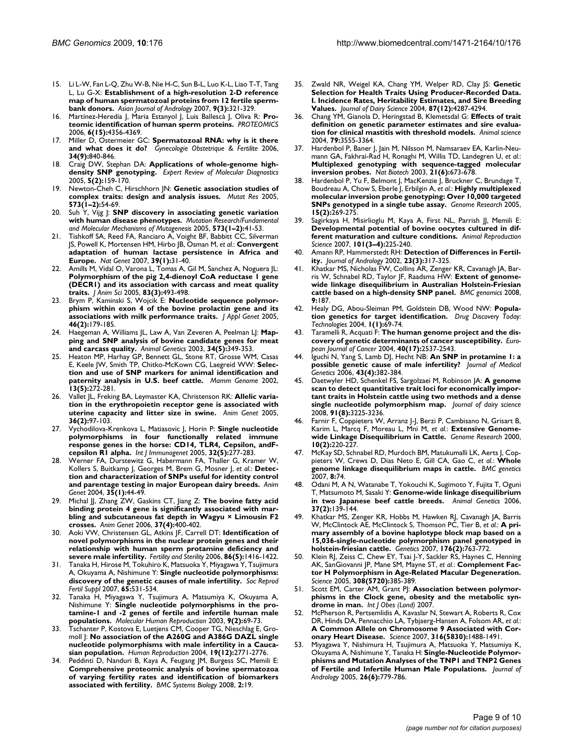15. Li L-W, Fan L-Q, Zhu W-B, Nie H-C, Sun B-L, Luo K-L, Liao T-T, Tang L, Lu G-X: **Establishment of a high-resolution 2-D reference map of human spermatozoal proteins from 12 fertile sperm-bank donors.** *Asian Journal of Andrology* 2007, **9(3):**321-329.
16. Martínez-Heredia J, Maria Estanyol J, Luis Ballescà J, Oliva R: **Proteomic identification of human sperm proteins.** *PROTEOMICS* 2006, **6(15):**4356-4369.
17. Miller D, Ostermeier GC: **Spermatozoal RNA: why is it there and what does it do?** *Gynecologie Obstetrique & Fertilite* 2006, **34(9):**840-846.
18. Craig DW, Stephan DA: **Applications of whole-genome high-density SNP genotyping.** *Expert Review of Molecular Diagnostics* 2005, **5(2):**159-170.
19. Newton-Cheh C, Hirschhorn JN: **Genetic association studies of complex traits: design and analysis issues.** *Mutat Res* 2005, **573(1–2):**54-69.
20. Suh Y, Vijg J: **SNP discovery in associating genetic variation with human disease phenotypes.** *Mutation Research/Fundamental and Molecular Mechanisms of Mutagenesis* 2005, **573(1–2):**41-53.
21. Tishkoff SA, Reed FA, Ranciaro A, Voight BF, Babbitt CC, Silverman JS, Powell K, Mortensen HM, Hirbo JB, Osman M, *et al.*: **Convergent adaptation of human lactase persistence in Africa and Europe.** *Nat Genet* 2007, **39(1):**31-40.
22. Amills M, Vidal O, Varona L, Tomas A, Gil M, Sanchez A, Noguera JL: **Polymorphism of the pig 2,4-dienoyl CoA reductase 1 gene (DECR1) and its association with carcass and meat quality traits.** *J Anim Sci* 2005, **83(3):**493-498.
23. Brym P, Kaminski S, Wojcik E: **Nucleotide sequence polymorphism within exon 4 of the bovine prolactin gene and its associations with milk performance traits.** *J Appl Genet* 2005, **46(2):**179-185.
24. Haegeman A, Williams JL, Law A, Van Zeveren A, Peelman LJ: **Mapping and SNP analysis of bovine candidate genes for meat and carcass quality.** *Animal Genetics* 2003, **34(5):**349-353.
25. Heaton MP, Harhay GP, Bennett GL, Stone RT, Grosse WM, Casas E, Keele JW, Smith TP, Chitko-McKown CG, Laegreid WW: **Selection and use of SNP markers for animal identification and paternity analysis in U.S. beef cattle.** *Mamm Genome* 2002, **13(5):**272-281.
26. Vallet JL, Freking BA, Leymaster KA, Christenson RK: **Allelic variation in the erythropoietin receptor gene is associated with uterine capacity and litter size in swine.** *Anim Genet* 2005, **36(2):**97-103.
27. Vychodilova-Krenkova L, Matiasovic J, Horin P: **Single nucleotide polymorphisms in four functionally related immune response genes in the horse: CD14, TLR4, Cepsilon, andFcepsilon R1 alpha.** *Int J Immunogenet* 2005, **32(5):**277-283.
28. Werner FA, Durstewitz G, Habermann FA, Thaller G, Kramer W, Kollers S, Buitkamp J, Georges M, Brem G, Mosner J, *et al.*: **Detection and characterization of SNPs useful for identity control and parentage testing in major European dairy breeds.** *Anim Genet* 2004, **35(1):**44-49.
29. Michal JJ, Zhang ZW, Gaskins CT, Jiang Z: **The bovine fatty acid binding protein 4 gene is significantly associated with marbling and subcutaneous fat depth in Wagyu × Limousin F2 crosses.** *Anim Genet* 2006, **37(4):**400-402.
30. Aoki VW, Christensen GL, Atkins JF, Carrell DT: **Identification of novel polymorphisms in the nuclear protein genes and their relationship with human sperm protamine deficiency and severe male infertility.** *Fertility and Sterility* 2006, **86(5):**1416-1422.
31. Tanaka H, Hirose M, Tokuhiro K, Matsuoka Y, Miyagawa Y, Tsujimura A, Okuyama A, Nishimune Y: **Single nucleotide polymorphisms: discovery of the genetic causes of male infertility.** *Soc Reprod Fertil Suppl* 2007, **65:**531-534.
32. Tanaka H, Miyagawa Y, Tsujimura A, Matsumiya K, Okuyama A, Nishimune Y: **Single nucleotide polymorphisms in the protamine-1 and -2 genes of fertile and infertile human male populations.** *Molecular Human Reproduction* 2003, **9(2):**69-73.
33. Tschanter P, Kostova E, Luetjens CM, Cooper TG, Nieschlag E, Gromoll J: **No association of the A260G and A386G DAZL single nucleotide polymorphisms with male infertility in a Caucasian population.** *Human Reproduction* 2004, **19(12):**2771-2776.
34. Peddinti D, Nanduri B, Kaya A, Feugang JM, Burgess SC, Memili E: **Comprehensive proteomic analysis of bovine spermatozoa of varying fertility rates and identification of biomarkers associated with fertility.** *BMC Systems Biology* 2008, **2:**19.
35. Zwald NR, Weigel KA, Chang YM, Welper RD, Clay JS: **Genetic Selection for Health Traits Using Producer-Recorded Data. I. Incidence Rates, Heritability Estimates, and Sire Breeding Values.** *Journal of Dairy Science* 2004, **87(12):**4287-4294.
36. Chang YM, Gianola D, Heringstad B, Klemetsdal G: **Effects of trait definition on genetic parameter estimates and sire evaluation for clinical mastitis with threshold models.** *Animal science* 2004, **79:**3555-3364.
37. Hardenbol P, Baner J, Jain M, Nilsson M, Namsaraev EA, Karlin-Neumann GA, Fakhrai-Rad H, Ronaghi M, Willis TD, Landegren U, *et al.*: **Multiplexed genotyping with sequence-tagged molecular inversion probes.** *Nat Biotech* 2003, **21(6):**673-678.
38. Hardenbol P, Yu F, Belmont J, MacKenzie J, Bruckner C, Brundage T, Boudreau A, Chow S, Eberle J, Erbilgin A, *et al.*: **Highly multiplexed molecular inversion probe genotyping: Over 10,000 targeted SNPs genotyped in a single tube assay.** *Genome Research* 2005, **15(2):**269-275.
39. Sagirkaya H, Misirlioglu M, Kaya A, First NL, Parrish JJ, Memili E: **Developmental potential of bovine oocytes cultured in different maturation and culture conditions.** *Animal Reproduction Science* 2007, **101(3–4):**225-240.
40. Amann RP, Hammerstedt RH: **Detection of Differences in Fertility.** *Journal of Andrology* 2002, **23(3):**317-325.
41. Khatkar MS, Nicholas FW, Collins AR, Zenger KR, Cavanagh JA, Barris W, Schnabel RD, Taylor JF, Raadsma HW: **Extent of genome-wide linkage disequilibrium in Australian Holstein-Friesian cattle based on a high-density SNP panel.** *BMC genomics* 2008, **9:**187.
42. Healy DG, Abou-Sleiman PM, Goldstein DB, Wood NW: **Population genetics for target identification.** *Drug Discovery Today: Technologies* 2004, **1(1):**69-74.
43. Taramelli R, Acquati F: **The human genome project and the discovery of genetic determinants of cancer susceptibility.** *European Journal of Cancer* 2004, **40(17):**2537-2543.
44. Iguchi N, Yang S, Lamb DJ, Hecht NB: **An SNP in protamine 1: a possible genetic cause of male infertility?** *Journal of Medical Genetics* 2006, **43(4):**382-384.
45. Daetwyler HD, Schenkel FS, Sargolzaei M, Robinson JA: **A genome scan to detect quantitative trait loci for economically important traits in Holstein cattle using two methods and a dense single nucleotide polymorphism map.** *Journal of dairy science* 2008, **91(8):**3225-3236.
46. Farnir F, Coppieters W, Arranz J-J, Berzi P, Cambisano N, Grisart B, Karim L, Marcq F, Moreau L, Mni M, *et al.*: **Extensive Genome-wide Linkage Disequilibrium in Cattle.** *Genome Research* 2000, **10(2):**220-227.
47. McKay SD, Schnabel RD, Murdoch BM, Matukumalli LK, Aerts J, Coppieters W, Crews D, Dias Neto E, Gill CA, Gao C, *et al.*: **Whole genome linkage disequilibrium maps in cattle.** *BMC genetics* 2007, **8:**74.
48. Odani M, A N, Watanabe T, Yokouchi K, Sugimoto Y, Fujita T, Oguni T, Matsumoto M, Sasaki Y: **Genome-wide linkage disequilibrium in two Japanese beef cattle breeds.** *Animal Genetics* 2006, **37(2):**139-144.
49. Khatkar MS, Zenger KR, Hobbs M, Hawken RJ, Cavanagh JA, Barris W, McClintock AE, McClintock S, Thomson PC, Tier B, *et al.*: **A primary assembly of a bovine haplotype block map based on a 15,036-single-nucleotide polymorphism panel genotyped in holstein-friesian cattle.** *Genetics* 2007, **176(2):**763-772.
50. Klein RJ, Zeiss C, Chew EY, Tsai J-Y, Sackler RS, Haynes C, Henning AK, SanGiovanni JP, Mane SM, Mayne ST, *et al.*: **Complement Factor H Polymorphism in Age-Related Macular Degeneration.** *Science* 2005, **308(5720):**385-389.
51. Scott EM, Carter AM, Grant PJ: **Association between polymorphisms in the Clock gene, obesity and the metabolic syndrome in man.** *Int J Obes (Lond)* 2007.
52. McPherson R, Pertsemlidis A, Kavaslar N, Stewart A, Roberts R, Cox DR, Hinds DA, Pennacchio LA, Tybjaerg-Hansen A, Folsom AR, *et al.*: **A Common Allele on Chromosome 9 Associated with Coronary Heart Disease.** *Science* 2007, **316(5830):**1488-1491.
53. Miyagawa Y, Nishimura H, Tsujimura A, Matsuoka Y, Matsumiya K, Okuyama A, Nishimune Y, Tanaka H: **Single-Nucleotide Polymorphisms and Mutation Analyses of the TNP1 and TNP2 Genes of Fertile and Infertile Human Male Populations.** *Journal of Andrology* 2005, **26(6):**779-786.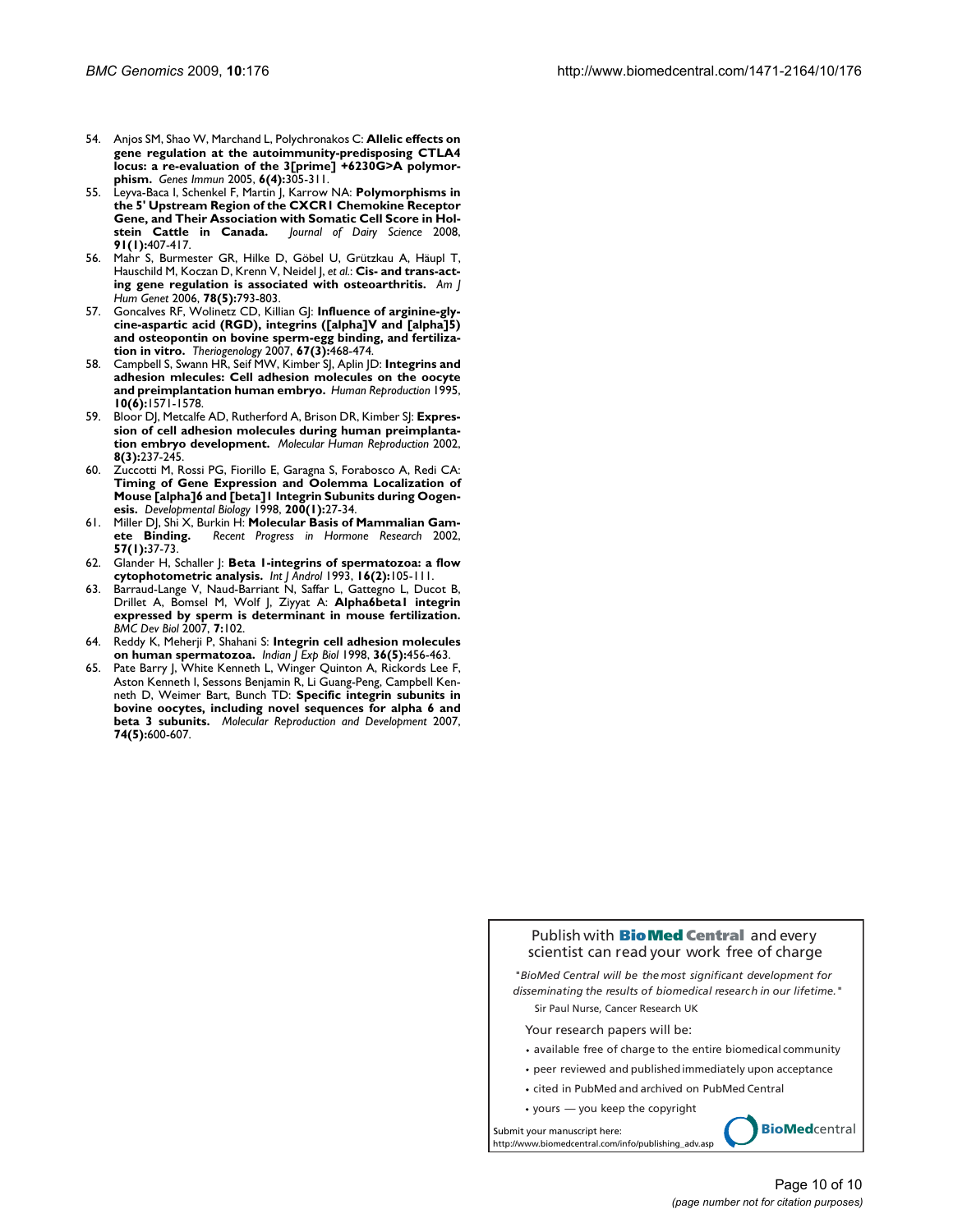54. Anjos SM, Shao W, Marchand L, Polychronakos C: **Allelic effects on gene regulation at the autoimmunity-predisposing CTLA4 locus: a re-evaluation of the 3[prime] +6230G>A polymorphism.** *Genes Immun* 2005, **6(4):**305-311.
55. Leyva-Baca I, Schenkel F, Martin J, Karrow NA: **Polymorphisms in the 5' Upstream Region of the CXCR1 Chemokine Receptor Gene, and Their Association with Somatic Cell Score in Holstein Cattle in Canada.** *Journal of Dairy Science* 2008, **91(1):**407-417.
56. Mahr S, Burmester GR, Hilke D, Göbel U, Grützkau A, Häupl T, Hauschild M, Koczan D, Krenn V, Neidel J, *et al.*: **Cis- and trans-acting gene regulation is associated with osteoarthritis.** *Am J Hum Genet* 2006, **78(5):**793-803.
57. Goncalves RF, Wolinetz CD, Killian GJ: **Influence of arginine-glycine-aspartic acid (RGD), integrins ([alpha]V and [alpha]5) and osteopontin on bovine sperm-egg binding, and fertilization in vitro.** *Theriogenology* 2007, **67(3):**468-474.
58. Campbell S, Swann HR, Seif MW, Kimber SJ, Aplin JD: **Integrins and adhesion mlecules: Cell adhesion molecules on the oocyte and preimplantation human embryo.** *Human Reproduction* 1995, **10(6):**1571-1578.
59. Bloor DJ, Metcalfe AD, Rutherford A, Brison DR, Kimber SJ: **Expression of cell adhesion molecules during human preimplantation embryo development.** *Molecular Human Reproduction* 2002, **8(3):**237-245.
60. Zuccotti M, Rossi PG, Fiorillo E, Garagna S, Forabosco A, Redi CA: **Timing of Gene Expression and Oolemma Localization of Mouse [alpha]6 and [beta]1 Integrin Subunits during Oogenesis.** *Developmental Biology* 1998, **200(1):**27-34.
61. Miller DJ, Shi X, Burkin H: **Molecular Basis of Mammalian Gamete Binding.** *Recent Progress in Hormone Research* 2002, **57(1):**37-73.
62. Glander H, Schaller J: **Beta 1-integrins of spermatozoa: a flow cytophotometric analysis.** *Int J Androl* 1993, **16(2):**105-111.
63. Barraud-Lange V, Naud-Barriant N, Saffar L, Gattegno L, Ducot B, Drillet A, Bomsel M, Wolf J, Ziyyat A: **Alpha6beta1 integrin expressed by sperm is determinant in mouse fertilization.** *BMC Dev Biol* 2007, **7:**102.
64. Reddy K, Meherji P, Shahani S: **Integrin cell adhesion molecules on human spermatozoa.** *Indian J Exp Biol* 1998, **36(5):**456-463.
65. Pate Barry J, White Kenneth L, Winger Quinton A, Rickords Lee F, Aston Kenneth I, Sessons Benjamin R, Li Guang-Peng, Campbell Kenneth D, Weimer Bart, Bunch TD: **Specific integrin subunits in bovine oocytes, including novel sequences for alpha 6 and beta 3 subunits.** *Molecular Reproduction and Development* 2007, **74(5):**600-607.

Publish with **BioMed Central** and every scientist can read your work free of charge

*"BioMed Central will be the most significant development for disseminating the results of biomedical research in our lifetime."*

Sir Paul Nurse, Cancer Research UK

Your research papers will be:

- available free of charge to the entire biomedical community
- peer reviewed and published immediately upon acceptance
- cited in PubMed and archived on PubMed Central
- yours — you keep the copyright

Submit your manuscript here:
http://www.biomedcentral.com/info/publishing_adv.asp

**BioMed**central